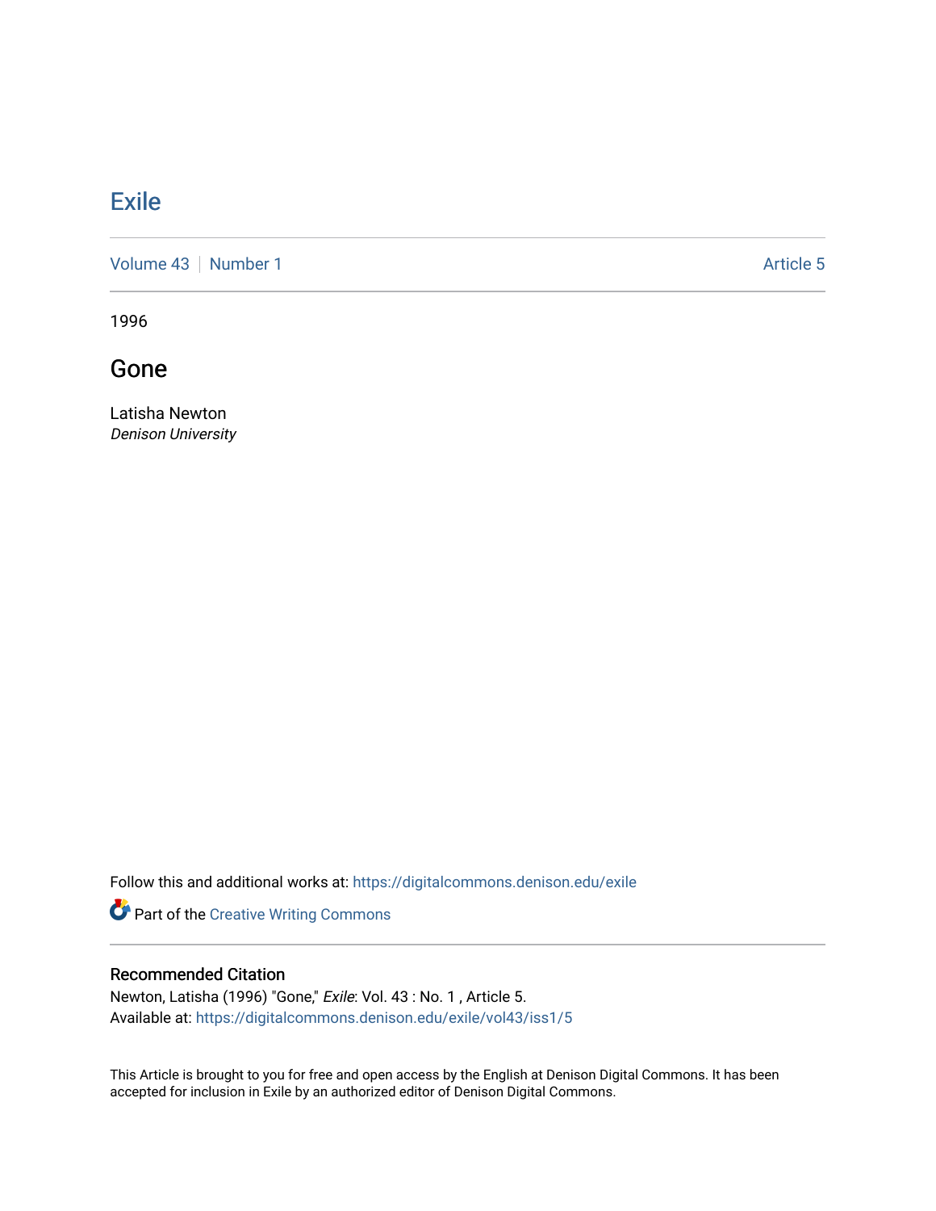# Exile

Volume 43 | Number 1 Article 5

1996

## Gone

Latisha Newton
*Denison University*

Follow this and additional works at: https://digitalcommons.denison.edu/exile

Part of the Creative Writing Commons

### Recommended Citation

Newton, Latisha (1996) "Gone," *Exile*: Vol. 43 : No. 1 , Article 5.
Available at: https://digitalcommons.denison.edu/exile/vol43/iss1/5

This Article is brought to you for free and open access by the English at Denison Digital Commons. It has been accepted for inclusion in Exile by an authorized editor of Denison Digital Commons.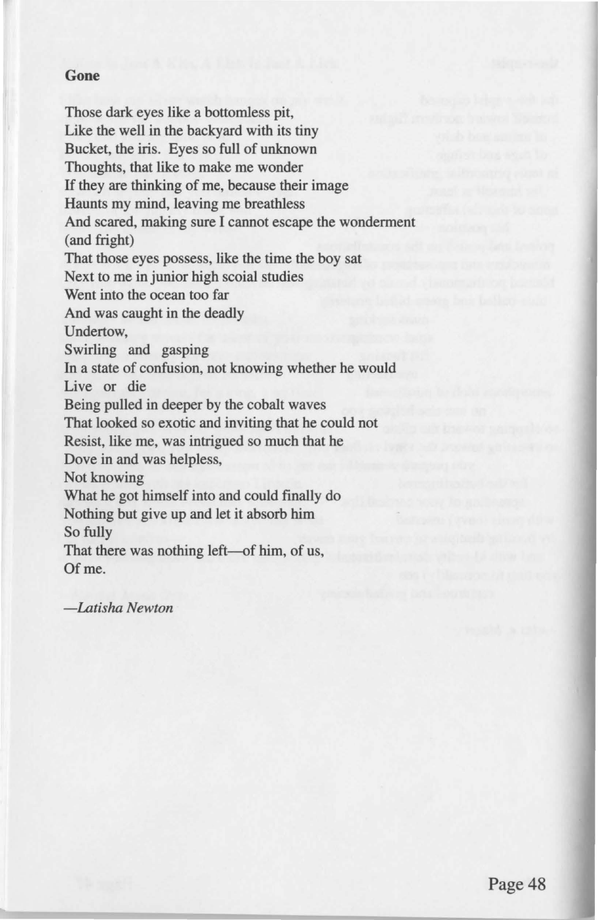## Gone

Those dark eyes like a bottomless pit,
Like the well in the backyard with its tiny
Bucket, the iris. Eyes so full of unknown
Thoughts, that like to make me wonder
If they are thinking of me, because their image
Haunts my mind, leaving me breathless
And scared, making sure I cannot escape the wonderment
(and fright)
That those eyes possess, like the time the boy sat
Next to me in junior high scoial studies
Went into the ocean too far
And was caught in the deadly
Undertow,
Swirling and gasping
In a state of confusion, not knowing whether he would
Live or die
Being pulled in deeper by the cobalt waves
That looked so exotic and inviting that he could not
Resist, like me, was intrigued so much that he
Dove in and was helpless,
Not knowing
What he got himself into and could finally do
Nothing but give up and let it absorb him
So fully
That there was nothing left—of him, of us,
Of me.

*—Latisha Newton*